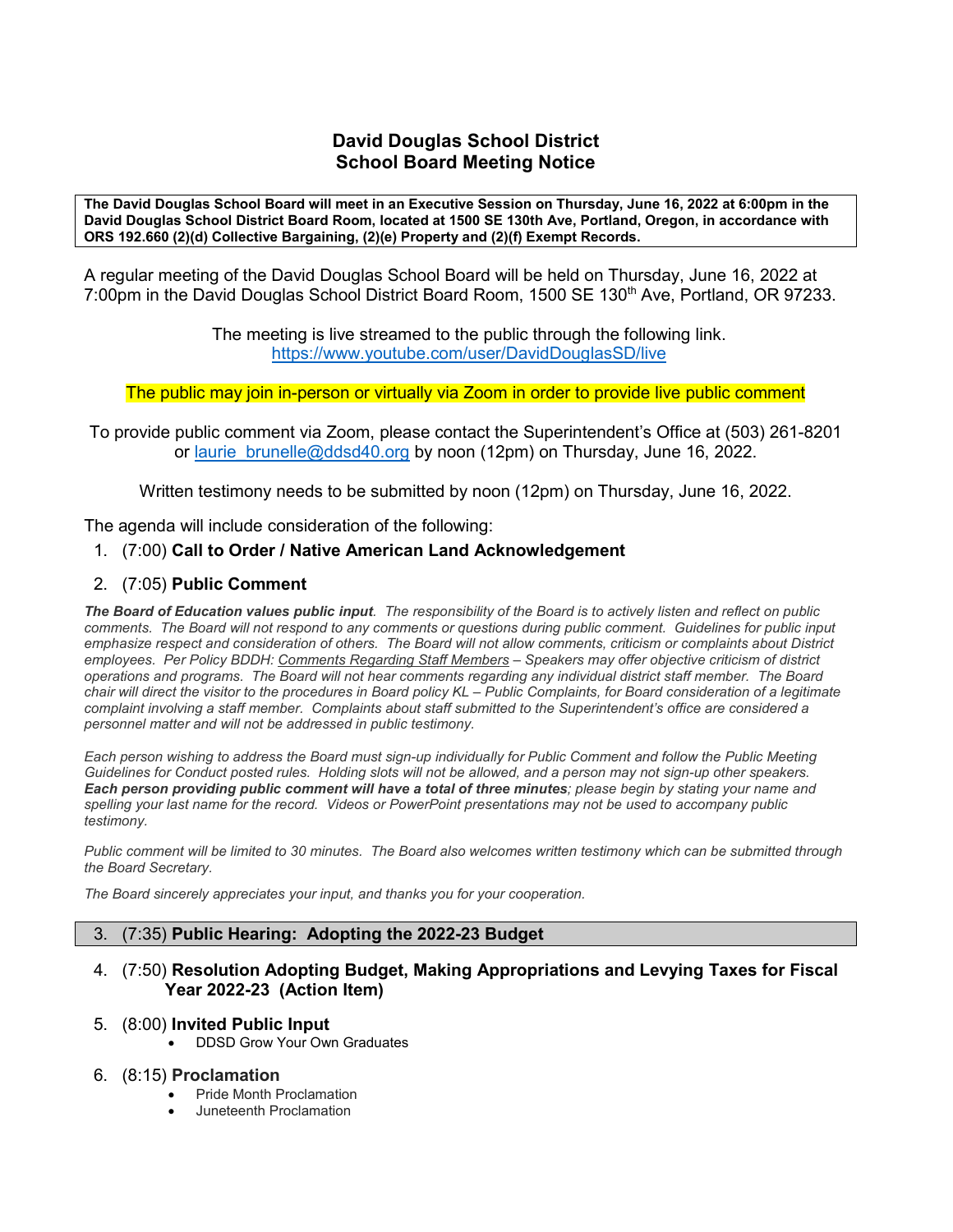# David Douglas School District
## School Board Meeting Notice

**The David Douglas School Board will meet in an Executive Session on Thursday, June 16, 2022 at 6:00pm in the David Douglas School District Board Room, located at 1500 SE 130th Ave, Portland, Oregon, in accordance with ORS 192.660 (2)(d) Collective Bargaining, (2)(e) Property and (2)(f) Exempt Records.**

A regular meeting of the David Douglas School Board will be held on Thursday, June 16, 2022 at 7:00pm in the David Douglas School District Board Room, 1500 SE 130th Ave, Portland, OR 97233.

The meeting is live streamed to the public through the following link.
https://www.youtube.com/user/DavidDouglasSD/live

The public may join in-person or virtually via Zoom in order to provide live public comment

To provide public comment via Zoom, please contact the Superintendent's Office at (503) 261-8201 or laurie_brunelle@ddsd40.org by noon (12pm) on Thursday, June 16, 2022.

Written testimony needs to be submitted by noon (12pm) on Thursday, June 16, 2022.

The agenda will include consideration of the following:

1. (7:00) **Call to Order / Native American Land Acknowledgement**

2. (7:05) **Public Comment**

*__The Board of Education values public input__. The responsibility of the Board is to actively listen and reflect on public comments. The Board will not respond to any comments or questions during public comment. Guidelines for public input emphasize respect and consideration of others. The Board will not allow comments, criticism or complaints about District employees. Per Policy BDDH: Comments Regarding Staff Members – Speakers may offer objective criticism of district operations and programs. The Board will not hear comments regarding any individual district staff member. The Board chair will direct the visitor to the procedures in Board policy KL – Public Complaints, for Board consideration of a legitimate complaint involving a staff member. Complaints about staff submitted to the Superintendent's office are considered a personnel matter and will not be addressed in public testimony.*

*Each person wishing to address the Board must sign-up individually for Public Comment and follow the Public Meeting Guidelines for Conduct posted rules. Holding slots will not be allowed, and a person may not sign-up other speakers. __Each person providing public comment will have a total of three minutes__; please begin by stating your name and spelling your last name for the record. Videos or PowerPoint presentations may not be used to accompany public testimony.*

*Public comment will be limited to 30 minutes. The Board also welcomes written testimony which can be submitted through the Board Secretary.*

*The Board sincerely appreciates your input, and thanks you for your cooperation.*

3. (7:35) **Public Hearing: Adopting the 2022-23 Budget**

4. (7:50) **Resolution Adopting Budget, Making Appropriations and Levying Taxes for Fiscal Year 2022-23 (Action Item)**

5. (8:00) **Invited Public Input**
   - DDSD Grow Your Own Graduates

6. (8:15) **Proclamation**
   - Pride Month Proclamation
   - Juneteenth Proclamation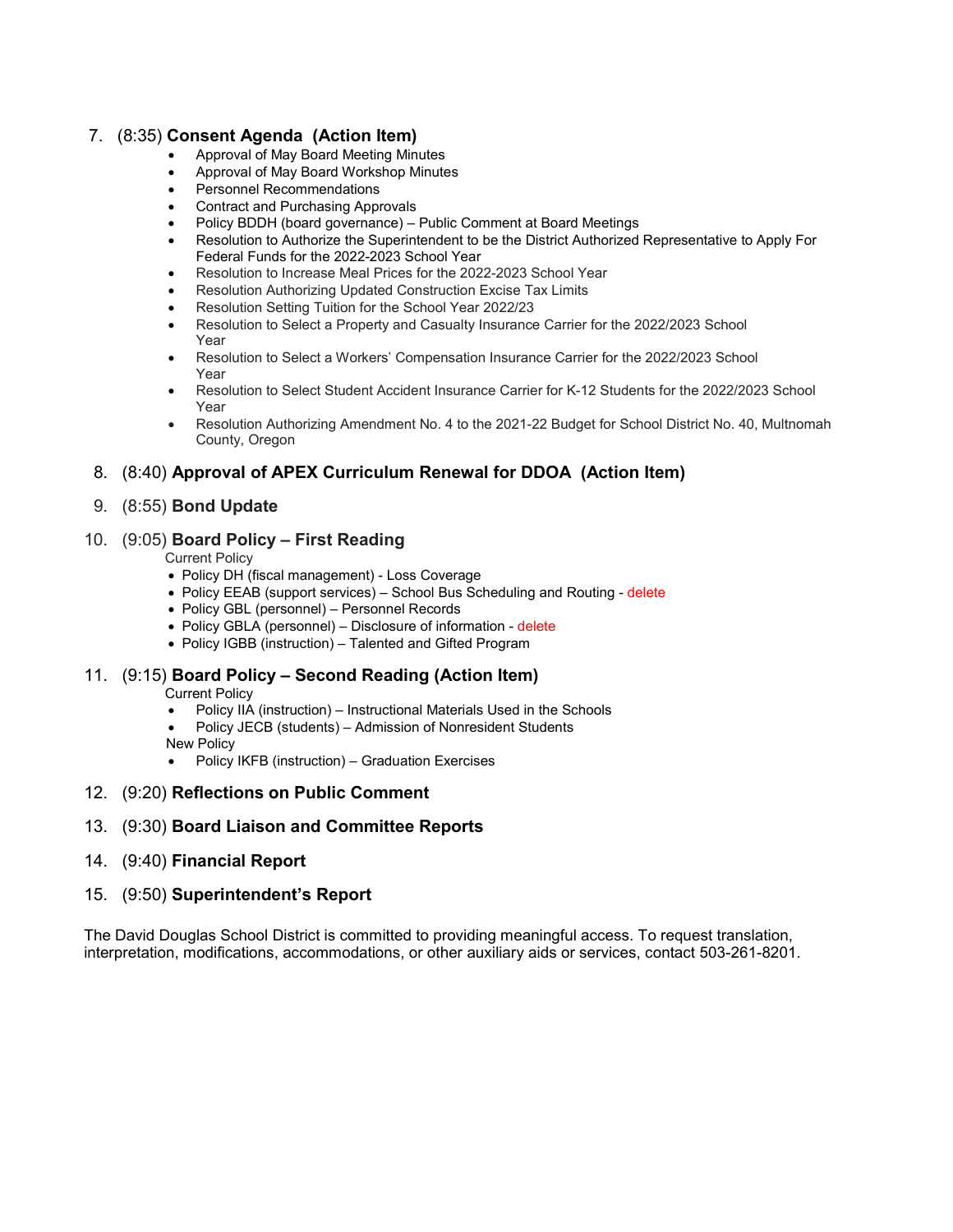7. (8:35) **Consent Agenda (Action Item)**
   - Approval of May Board Meeting Minutes
   - Approval of May Board Workshop Minutes
   - Personnel Recommendations
   - Contract and Purchasing Approvals
   - Policy BDDH (board governance) – Public Comment at Board Meetings
   - Resolution to Authorize the Superintendent to be the District Authorized Representative to Apply For Federal Funds for the 2022-2023 School Year
   - Resolution to Increase Meal Prices for the 2022-2023 School Year
   - Resolution Authorizing Updated Construction Excise Tax Limits
   - Resolution Setting Tuition for the School Year 2022/23
   - Resolution to Select a Property and Casualty Insurance Carrier for the 2022/2023 School Year
   - Resolution to Select a Workers' Compensation Insurance Carrier for the 2022/2023 School Year
   - Resolution to Select Student Accident Insurance Carrier for K-12 Students for the 2022/2023 School Year
   - Resolution Authorizing Amendment No. 4 to the 2021-22 Budget for School District No. 40, Multnomah County, Oregon

8. (8:40) **Approval of APEX Curriculum Renewal for DDOA (Action Item)**

9. (8:55) **Bond Update**

10. (9:05) **Board Policy – First Reading**

    Current Policy
    - Policy DH (fiscal management) - Loss Coverage
    - Policy EEAB (support services) – School Bus Scheduling and Routing - delete
    - Policy GBL (personnel) – Personnel Records
    - Policy GBLA (personnel) – Disclosure of information - delete
    - Policy IGBB (instruction) – Talented and Gifted Program

11. (9:15) **Board Policy – Second Reading (Action Item)**

    Current Policy
    - Policy IIA (instruction) – Instructional Materials Used in the Schools
    - Policy JECB (students) – Admission of Nonresident Students

    New Policy
    - Policy IKFB (instruction) – Graduation Exercises

12. (9:20) **Reflections on Public Comment**

13. (9:30) **Board Liaison and Committee Reports**

14. (9:40) **Financial Report**

15. (9:50) **Superintendent's Report**

The David Douglas School District is committed to providing meaningful access. To request translation, interpretation, modifications, accommodations, or other auxiliary aids or services, contact 503-261-8201.